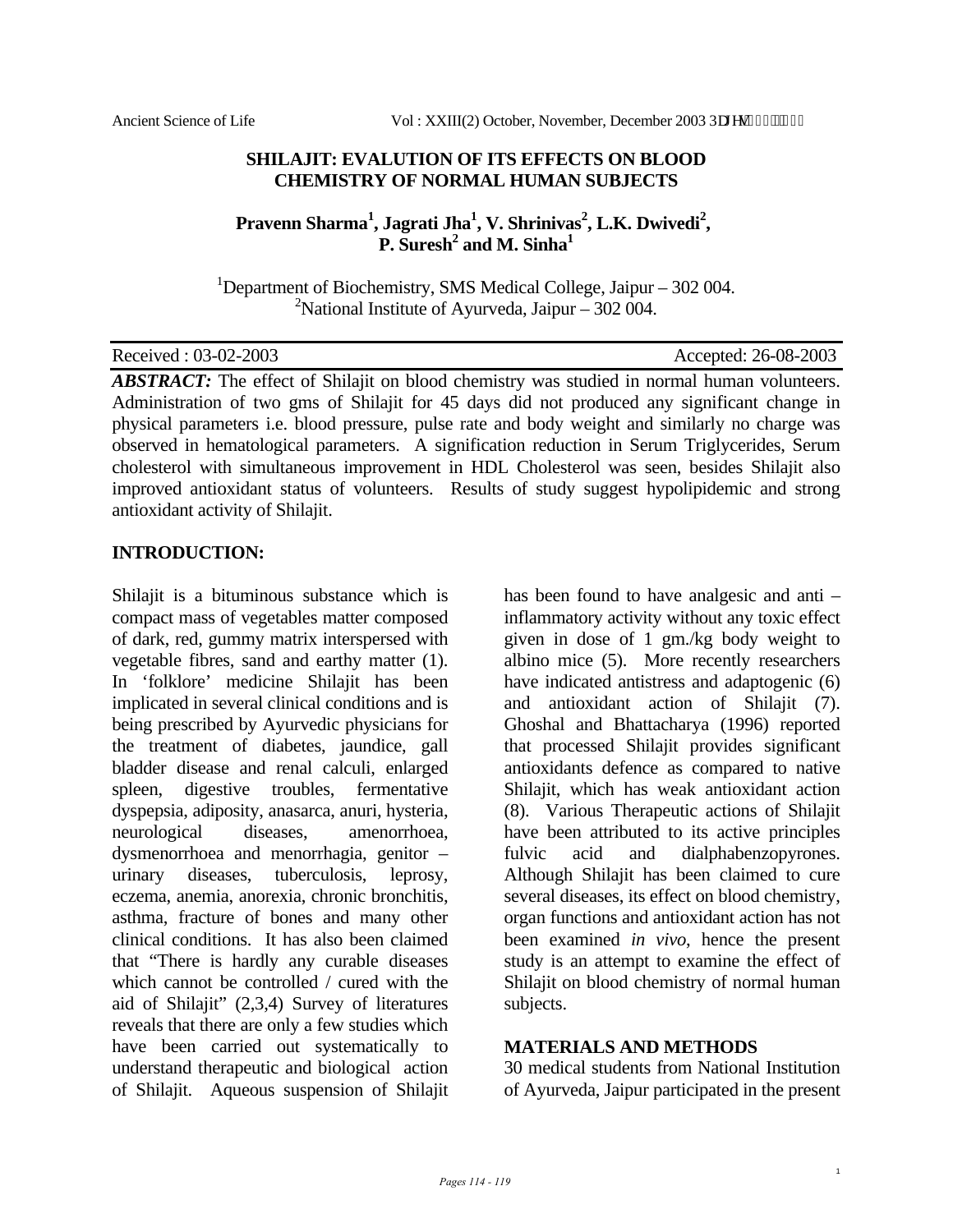# SHILAJIT: EVALUTION OF ITS EFFECTS ON BLOOD CHEMISTRY OF NORMAL HUMAN SUBJECTS

**Pravenn Sharma[1], Jagrati Jha[1], V. Shrinivas[2], L.K. Dwivedi[2], P. Suresh[2] and M. Sinha[1]**

[1]Department of Biochemistry, SMS Medical College, Jaipur – 302 004.
[2]National Institute of Ayurveda, Jaipur – 302 004.

Received : 03-02-2003 Accepted: 26-08-2003

***ABSTRACT:*** The effect of Shilajit on blood chemistry was studied in normal human volunteers. Administration of two gms of Shilajit for 45 days did not produced any significant change in physical parameters i.e. blood pressure, pulse rate and body weight and similarly no charge was observed in hematological parameters. A signification reduction in Serum Triglycerides, Serum cholesterol with simultaneous improvement in HDL Cholesterol was seen, besides Shilajit also improved antioxidant status of volunteers. Results of study suggest hypolipidemic and strong antioxidant activity of Shilajit.

## INTRODUCTION:

Shilajit is a bituminous substance which is compact mass of vegetables matter composed of dark, red, gummy matrix interspersed with vegetable fibres, sand and earthy matter (1). In 'folklore' medicine Shilajit has been implicated in several clinical conditions and is being prescribed by Ayurvedic physicians for the treatment of diabetes, jaundice, gall bladder disease and renal calculi, enlarged spleen, digestive troubles, fermentative dyspepsia, adiposity, anasarca, anuri, hysteria, neurological diseases, amenorrhoea, dysmenorrhoea and menorrhagia, genitor – urinary diseases, tuberculosis, leprosy, eczema, anemia, anorexia, chronic bronchitis, asthma, fracture of bones and many other clinical conditions. It has also been claimed that "There is hardly any curable diseases which cannot be controlled / cured with the aid of Shilajit" (2,3,4) Survey of literatures reveals that there are only a few studies which have been carried out systematically to understand therapeutic and biological action of Shilajit. Aqueous suspension of Shilajit has been found to have analgesic and anti – inflammatory activity without any toxic effect given in dose of 1 gm./kg body weight to albino mice (5). More recently researchers have indicated antistress and adaptogenic (6) and antioxidant action of Shilajit (7). Ghoshal and Bhattacharya (1996) reported that processed Shilajit provides significant antioxidants defence as compared to native Shilajit, which has weak antioxidant action (8). Various Therapeutic actions of Shilajit have been attributed to its active principles fulvic acid and dialphabenzopyrones. Although Shilajit has been claimed to cure several diseases, its effect on blood chemistry, organ functions and antioxidant action has not been examined *in vivo*, hence the present study is an attempt to examine the effect of Shilajit on blood chemistry of normal human subjects.

## MATERIALS AND METHODS

30 medical students from National Institution of Ayurveda, Jaipur participated in the present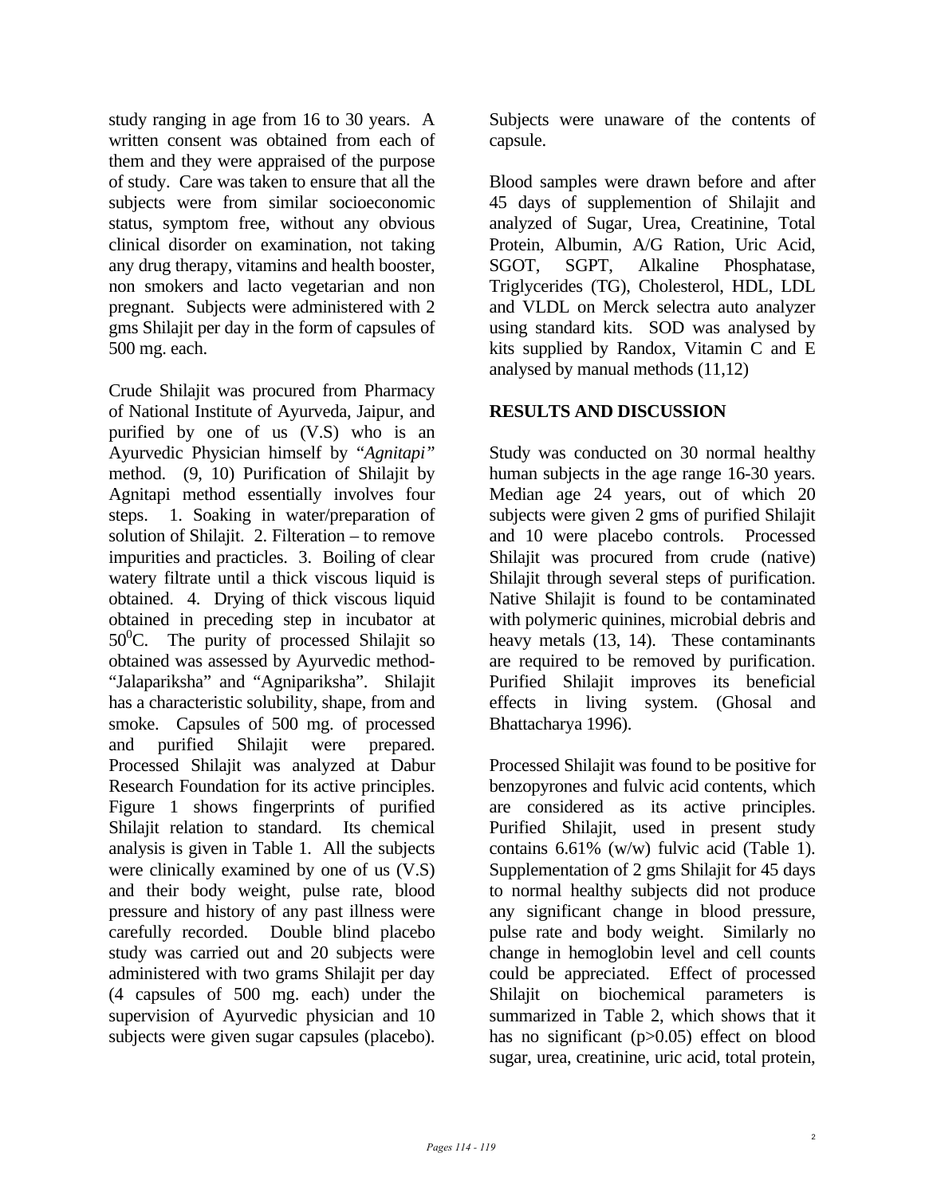study ranging in age from 16 to 30 years. A written consent was obtained from each of them and they were appraised of the purpose of study. Care was taken to ensure that all the subjects were from similar socioeconomic status, symptom free, without any obvious clinical disorder on examination, not taking any drug therapy, vitamins and health booster, non smokers and lacto vegetarian and non pregnant. Subjects were administered with 2 gms Shilajit per day in the form of capsules of 500 mg. each.

Crude Shilajit was procured from Pharmacy of National Institute of Ayurveda, Jaipur, and purified by one of us (V.S) who is an Ayurvedic Physician himself by "*Agnitapi"* method. (9, 10) Purification of Shilajit by Agnitapi method essentially involves four steps. 1. Soaking in water/preparation of solution of Shilajit. 2. Filteration – to remove impurities and practicles. 3. Boiling of clear watery filtrate until a thick viscous liquid is obtained. 4. Drying of thick viscous liquid obtained in preceding step in incubator at $50^0$C. The purity of processed Shilajit so obtained was assessed by Ayurvedic method- "Jalapariksha" and "Agnipariksha". Shilajit has a characteristic solubility, shape, from and smoke. Capsules of 500 mg. of processed and purified Shilajit were prepared. Processed Shilajit was analyzed at Dabur Research Foundation for its active principles. Figure 1 shows fingerprints of purified Shilajit relation to standard. Its chemical analysis is given in Table 1. All the subjects were clinically examined by one of us (V.S) and their body weight, pulse rate, blood pressure and history of any past illness were carefully recorded. Double blind placebo study was carried out and 20 subjects were administered with two grams Shilajit per day (4 capsules of 500 mg. each) under the supervision of Ayurvedic physician and 10 subjects were given sugar capsules (placebo). Subjects were unaware of the contents of capsule.

Blood samples were drawn before and after 45 days of supplemention of Shilajit and analyzed of Sugar, Urea, Creatinine, Total Protein, Albumin, A/G Ration, Uric Acid, SGOT, SGPT, Alkaline Phosphatase, Triglycerides (TG), Cholesterol, HDL, LDL and VLDL on Merck selectra auto analyzer using standard kits. SOD was analysed by kits supplied by Randox, Vitamin C and E analysed by manual methods (11,12)

## RESULTS AND DISCUSSION

Study was conducted on 30 normal healthy human subjects in the age range 16-30 years. Median age 24 years, out of which 20 subjects were given 2 gms of purified Shilajit and 10 were placebo controls. Processed Shilajit was procured from crude (native) Shilajit through several steps of purification. Native Shilajit is found to be contaminated with polymeric quinines, microbial debris and heavy metals (13, 14). These contaminants are required to be removed by purification. Purified Shilajit improves its beneficial effects in living system. (Ghosal and Bhattacharya 1996).

Processed Shilajit was found to be positive for benzopyrones and fulvic acid contents, which are considered as its active principles. Purified Shilajit, used in present study contains 6.61% (w/w) fulvic acid (Table 1). Supplementation of 2 gms Shilajit for 45 days to normal healthy subjects did not produce any significant change in blood pressure, pulse rate and body weight. Similarly no change in hemoglobin level and cell counts could be appreciated. Effect of processed Shilajit on biochemical parameters is summarized in Table 2, which shows that it has no significant ($p>0.05$) effect on blood sugar, urea, creatinine, uric acid, total protein,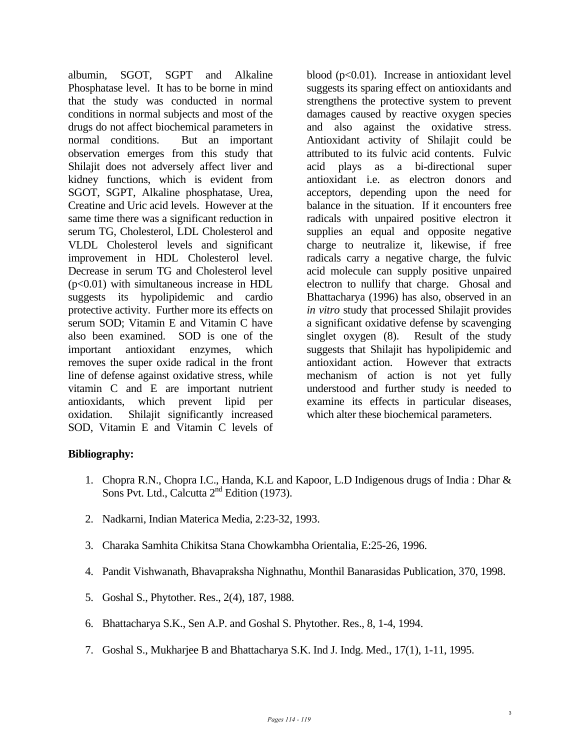albumin, SGOT, SGPT and Alkaline Phosphatase level. It has to be borne in mind that the study was conducted in normal conditions in normal subjects and most of the drugs do not affect biochemical parameters in normal conditions. But an important observation emerges from this study that Shilajit does not adversely affect liver and kidney functions, which is evident from SGOT, SGPT, Alkaline phosphatase, Urea, Creatine and Uric acid levels. However at the same time there was a significant reduction in serum TG, Cholesterol, LDL Cholesterol and VLDL Cholesterol levels and significant improvement in HDL Cholesterol level. Decrease in serum TG and Cholesterol level ($p<0.01$) with simultaneous increase in HDL suggests its hypolipidemic and cardio protective activity. Further more its effects on serum SOD; Vitamin E and Vitamin C have also been examined. SOD is one of the important antioxidant enzymes, which removes the super oxide radical in the front line of defense against oxidative stress, while vitamin C and E are important nutrient antioxidants, which prevent lipid per oxidation. Shilajit significantly increased SOD, Vitamin E and Vitamin C levels of blood ($p<0.01$). Increase in antioxidant level suggests its sparing effect on antioxidants and strengthens the protective system to prevent damages caused by reactive oxygen species and also against the oxidative stress. Antioxidant activity of Shilajit could be attributed to its fulvic acid contents. Fulvic acid plays as a bi-directional super antioxidant i.e. as electron donors and acceptors, depending upon the need for balance in the situation. If it encounters free radicals with unpaired positive electron it supplies an equal and opposite negative charge to neutralize it, likewise, if free radicals carry a negative charge, the fulvic acid molecule can supply positive unpaired electron to nullify that charge. Ghosal and Bhattacharya (1996) has also, observed in an *in vitro* study that processed Shilajit provides a significant oxidative defense by scavenging singlet oxygen (8). Result of the study suggests that Shilajit has hypolipidemic and antioxidant action. However that extracts mechanism of action is not yet fully understood and further study is needed to examine its effects in particular diseases, which alter these biochemical parameters.

**Bibliography:**

1. Chopra R.N., Chopra I.C., Handa, K.L and Kapoor, L.D Indigenous drugs of India : Dhar & Sons Pvt. Ltd., Calcutta 2nd Edition (1973).
2. Nadkarni, Indian Materica Media, 2:23-32, 1993.
3. Charaka Samhita Chikitsa Stana Chowkambha Orientalia, E:25-26, 1996.
4. Pandit Vishwanath, Bhavapraksha Nighnathu, Monthil Banarasidas Publication, 370, 1998.
5. Goshal S., Phytother. Res., 2(4), 187, 1988.
6. Bhattacharya S.K., Sen A.P. and Goshal S. Phytother. Res., 8, 1-4, 1994.
7. Goshal S., Mukharjee B and Bhattacharya S.K. Ind J. Indg. Med., 17(1), 1-11, 1995.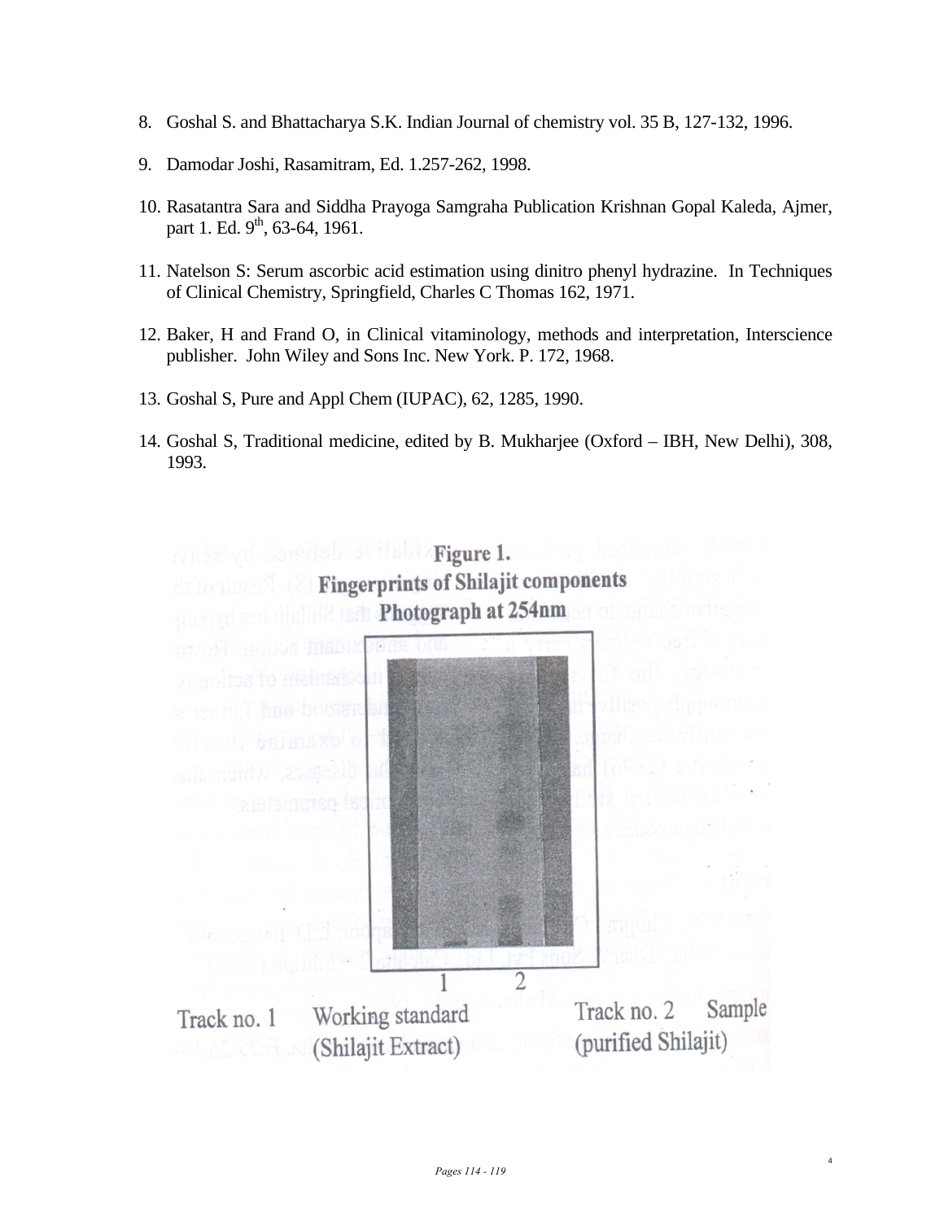8. Goshal S. and Bhattacharya S.K. Indian Journal of chemistry vol. 35 B, 127-132, 1996.

9. Damodar Joshi, Rasamitram, Ed. 1.257-262, 1998.

10. Rasatantra Sara and Siddha Prayoga Samgraha Publication Krishnan Gopal Kaleda, Ajmer, part 1. Ed. 9th, 63-64, 1961.

11. Natelson S: Serum ascorbic acid estimation using dinitro phenyl hydrazine. In Techniques of Clinical Chemistry, Springfield, Charles C Thomas 162, 1971.

12. Baker, H and Frand O, in Clinical vitaminology, methods and interpretation, Interscience publisher. John Wiley and Sons Inc. New York. P. 172, 1968.

13. Goshal S, Pure and Appl Chem (IUPAC), 62, 1285, 1990.

14. Goshal S, Traditional medicine, edited by B. Mukharjee (Oxford – IBH, New Delhi), 308, 1993.

**Figure 1.**
**Fingerprints of Shilajit components**
**Photograph at 254nm**

Track no. 1 Working standard (Shilajit Extract)    Track no. 2 Sample (purified Shilajit)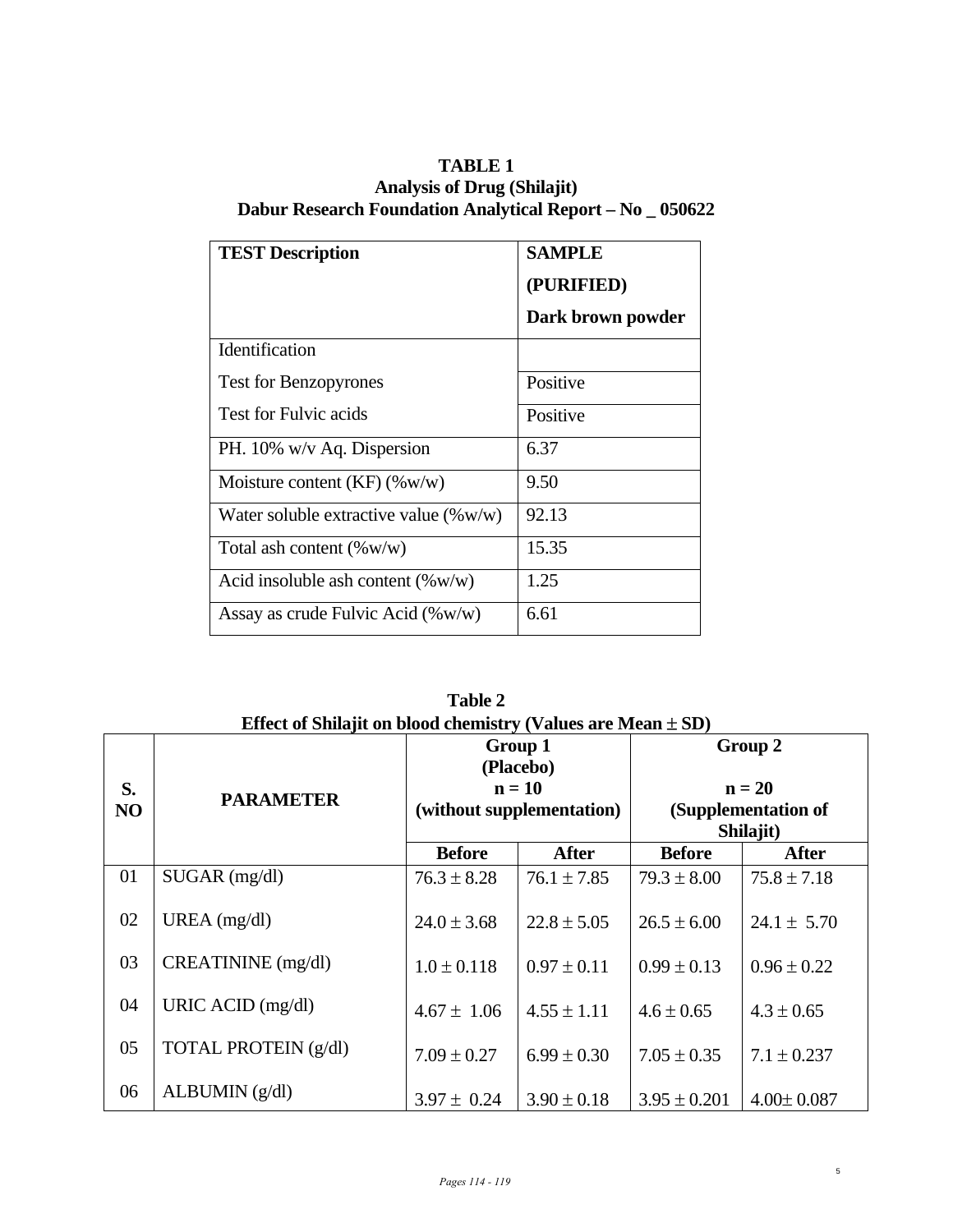**TABLE 1**
**Analysis of Drug (Shilajit)**
**Dabur Research Foundation Analytical Report – No _ 050622**

| TEST Description | SAMPLE (PURIFIED) Dark brown powder |
|---|---|
| Identification | |
| Test for Benzopyrones | Positive |
| Test for Fulvic acids | Positive |
| PH. 10% w/v Aq. Dispersion | 6.37 |
| Moisture content (KF) (%w/w) | 9.50 |
| Water soluble extractive value (%w/w) | 92.13 |
| Total ash content (%w/w) | 15.35 |
| Acid insoluble ash content (%w/w) | 1.25 |
| Assay as crude Fulvic Acid (%w/w) | 6.61 |

**Table 2**
**Effect of Shilajit on blood chemistry (Values are Mean ± SD)**

| S. NO | PARAMETER | Group 1 (Placebo) n = 10 (without supplementation) | | Group 2 n = 20 (Supplementation of Shilajit) | |
|---|---|---|---|---|---|
| | | **Before** | **After** | **Before** | **After** |
| 01 | SUGAR (mg/dl) | 76.3 ± 8.28 | 76.1 ± 7.85 | 79.3 ± 8.00 | 75.8 ± 7.18 |
| 02 | UREA (mg/dl) | 24.0 ± 3.68 | 22.8 ± 5.05 | 26.5 ± 6.00 | 24.1 ± 5.70 |
| 03 | CREATININE (mg/dl) | 1.0 ± 0.118 | 0.97 ± 0.11 | 0.99 ± 0.13 | 0.96 ± 0.22 |
| 04 | URIC ACID (mg/dl) | 4.67 ± 1.06 | 4.55 ± 1.11 | 4.6 ± 0.65 | 4.3 ± 0.65 |
| 05 | TOTAL PROTEIN (g/dl) | 7.09 ± 0.27 | 6.99 ± 0.30 | 7.05 ± 0.35 | 7.1 ± 0.237 |
| 06 | ALBUMIN (g/dl) | 3.97 ± 0.24 | 3.90 ± 0.18 | 3.95 ± 0.201 | 4.00± 0.087 |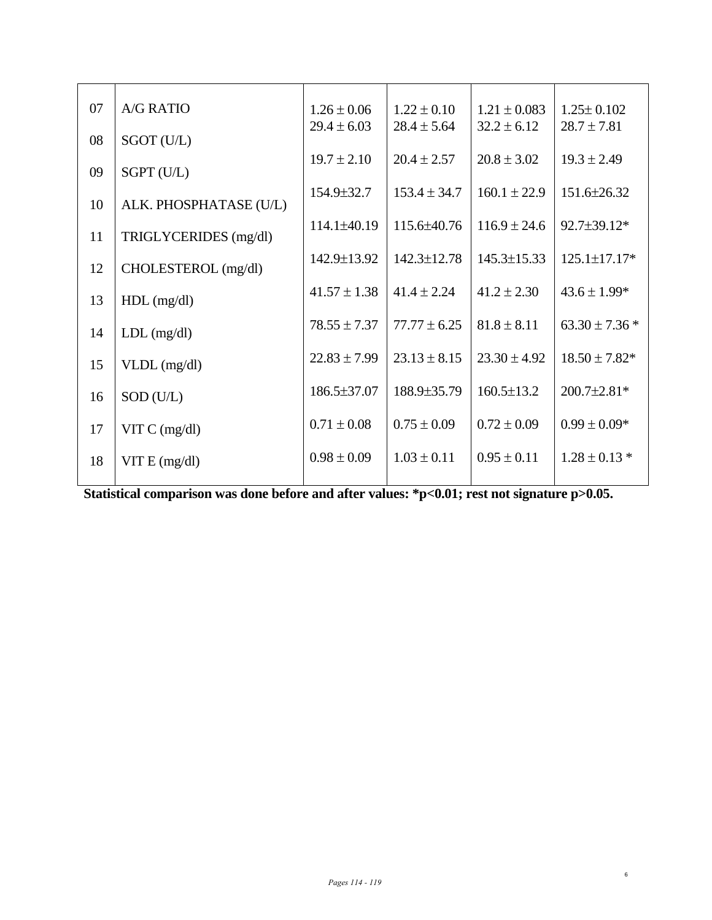| | | | | | |
|---|---|---|---|---|---|
| 07 | A/G RATIO | 1.26 ± 0.06 | 1.22 ± 0.10 | 1.21 ± 0.083 | 1.25± 0.102 |
| 08 | SGOT (U/L) | 29.4 ± 6.03 | 28.4 ± 5.64 | 32.2 ± 6.12 | 28.7 ± 7.81 |
| 09 | SGPT (U/L) | 19.7 ± 2.10 | 20.4 ± 2.57 | 20.8 ± 3.02 | 19.3 ± 2.49 |
| 10 | ALK. PHOSPHATASE (U/L) | 154.9±32.7 | 153.4 ± 34.7 | 160.1 ± 22.9 | 151.6±26.32 |
| 11 | TRIGLYCERIDES (mg/dl) | 114.1±40.19 | 115.6±40.76 | 116.9 ± 24.6 | 92.7±39.12* |
| 12 | CHOLESTEROL (mg/dl) | 142.9±13.92 | 142.3±12.78 | 145.3±15.33 | 125.1±17.17* |
| 13 | HDL (mg/dl) | 41.57 ± 1.38 | 41.4 ± 2.24 | 41.2 ± 2.30 | 43.6 ± 1.99* |
| 14 | LDL (mg/dl) | 78.55 ± 7.37 | 77.77 ± 6.25 | 81.8 ± 8.11 | 63.30 ± 7.36 * |
| 15 | VLDL (mg/dl) | 22.83 ± 7.99 | 23.13 ± 8.15 | 23.30 ± 4.92 | 18.50 ± 7.82* |
| 16 | SOD (U/L) | 186.5±37.07 | 188.9±35.79 | 160.5±13.2 | 200.7±2.81* |
| 17 | VIT C (mg/dl) | 0.71 ± 0.08 | 0.75 ± 0.09 | 0.72 ± 0.09 | 0.99 ± 0.09* |
| 18 | VIT E (mg/dl) | 0.98 ± 0.09 | 1.03 ± 0.11 | 0.95 ± 0.11 | 1.28 ± 0.13 * |

**Statistical comparison was done before and after values: *$p<0.01$; rest not signature $p>0.05$.**